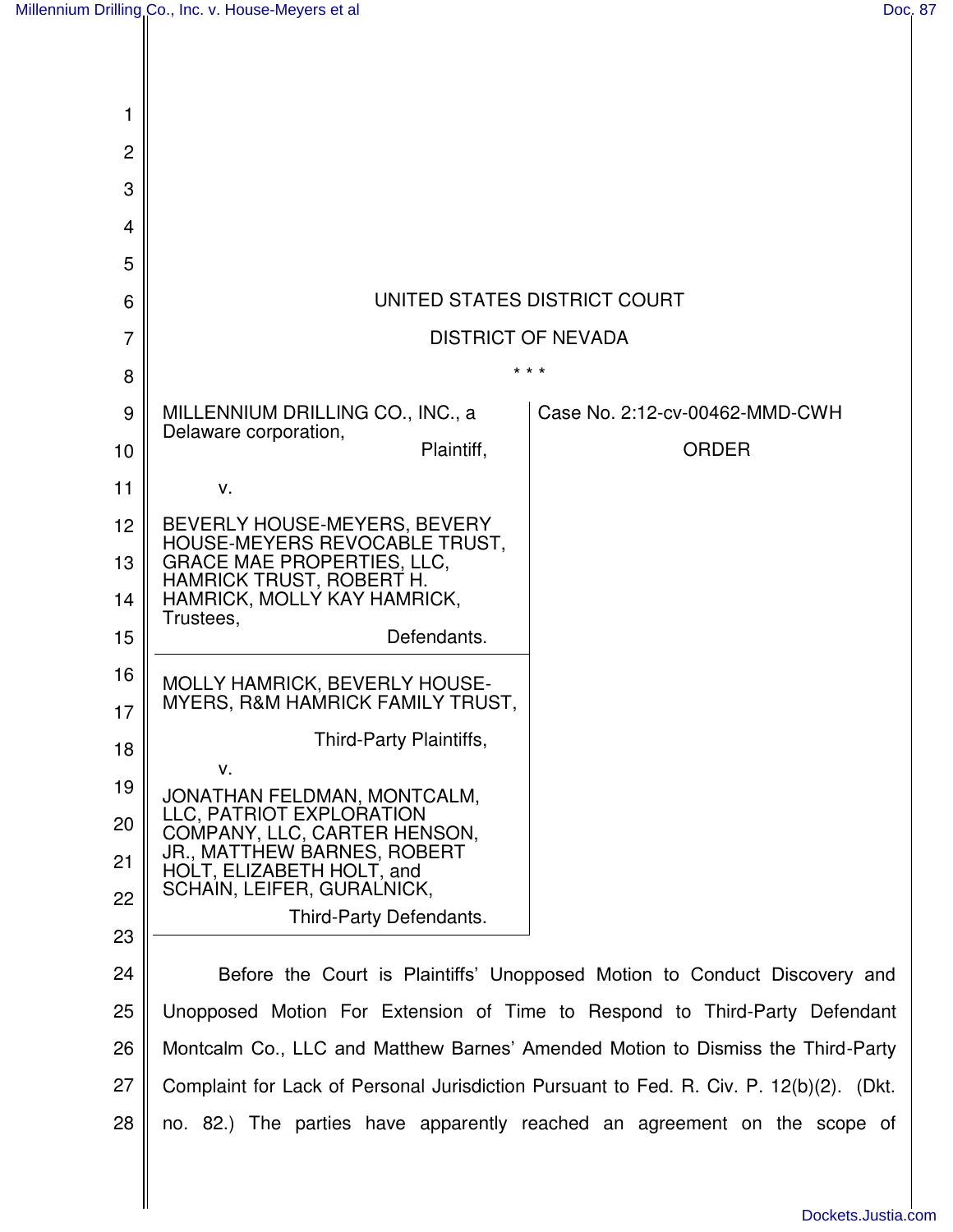UNITED STATES DISTRICT COURT

DISTRICT OF NEVADA

\* \* \*

| | |
|---|---|
| MILLENNIUM DRILLING CO., INC., a Delaware corporation,<br><br>Plaintiff,<br><br>v.<br><br>BEVERLY HOUSE-MEYERS, BEVERY HOUSE-MEYERS REVOCABLE TRUST, GRACE MAE PROPERTIES, LLC, HAMRICK TRUST, ROBERT H. HAMRICK, MOLLY KAY HAMRICK, Trustees,<br><br>Defendants. | Case No. 2:12-cv-00462-MMD-CWH<br><br>ORDER |
| MOLLY HAMRICK, BEVERLY HOUSE-MYERS, R&M HAMRICK FAMILY TRUST,<br><br>Third-Party Plaintiffs,<br><br>v.<br><br>JONATHAN FELDMAN, MONTCALM, LLC, PATRIOT EXPLORATION COMPANY, LLC, CARTER HENSON, JR., MATTHEW BARNES, ROBERT HOLT, ELIZABETH HOLT, and SCHAIN, LEIFER, GURALNICK,<br><br>Third-Party Defendants. | |

Before the Court is Plaintiffs' Unopposed Motion to Conduct Discovery and Unopposed Motion For Extension of Time to Respond to Third-Party Defendant Montcalm Co., LLC and Matthew Barnes' Amended Motion to Dismiss the Third-Party Complaint for Lack of Personal Jurisdiction Pursuant to Fed. R. Civ. P. 12(b)(2). (Dkt. no. 82.) The parties have apparently reached an agreement on the scope of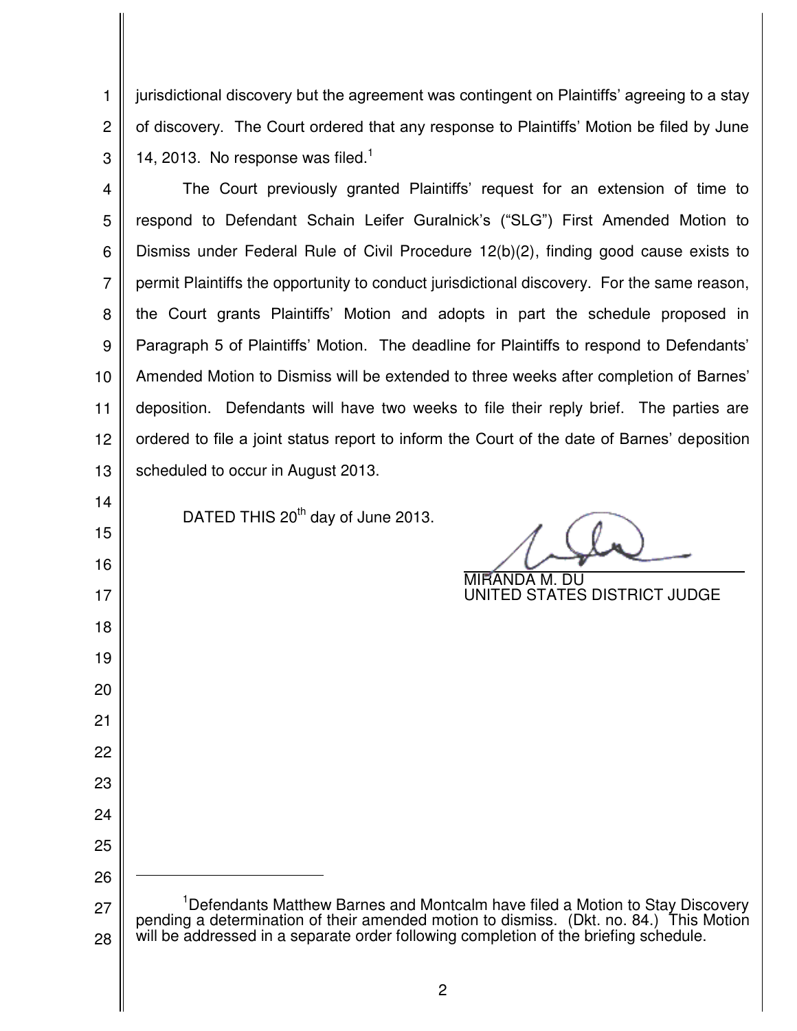jurisdictional discovery but the agreement was contingent on Plaintiffs' agreeing to a stay of discovery. The Court ordered that any response to Plaintiffs' Motion be filed by June 14, 2013. No response was filed.[1]

The Court previously granted Plaintiffs' request for an extension of time to respond to Defendant Schain Leifer Guralnick's ("SLG") First Amended Motion to Dismiss under Federal Rule of Civil Procedure 12(b)(2), finding good cause exists to permit Plaintiffs the opportunity to conduct jurisdictional discovery. For the same reason, the Court grants Plaintiffs' Motion and adopts in part the schedule proposed in Paragraph 5 of Plaintiffs' Motion. The deadline for Plaintiffs to respond to Defendants' Amended Motion to Dismiss will be extended to three weeks after completion of Barnes' deposition. Defendants will have two weeks to file their reply brief. The parties are ordered to file a joint status report to inform the Court of the date of Barnes' deposition scheduled to occur in August 2013.

DATED THIS 20th day of June 2013.

MIRANDA M. DU
UNITED STATES DISTRICT JUDGE

---

[1] Defendants Matthew Barnes and Montcalm have filed a Motion to Stay Discovery pending a determination of their amended motion to dismiss. (Dkt. no. 84.) This Motion will be addressed in a separate order following completion of the briefing schedule.